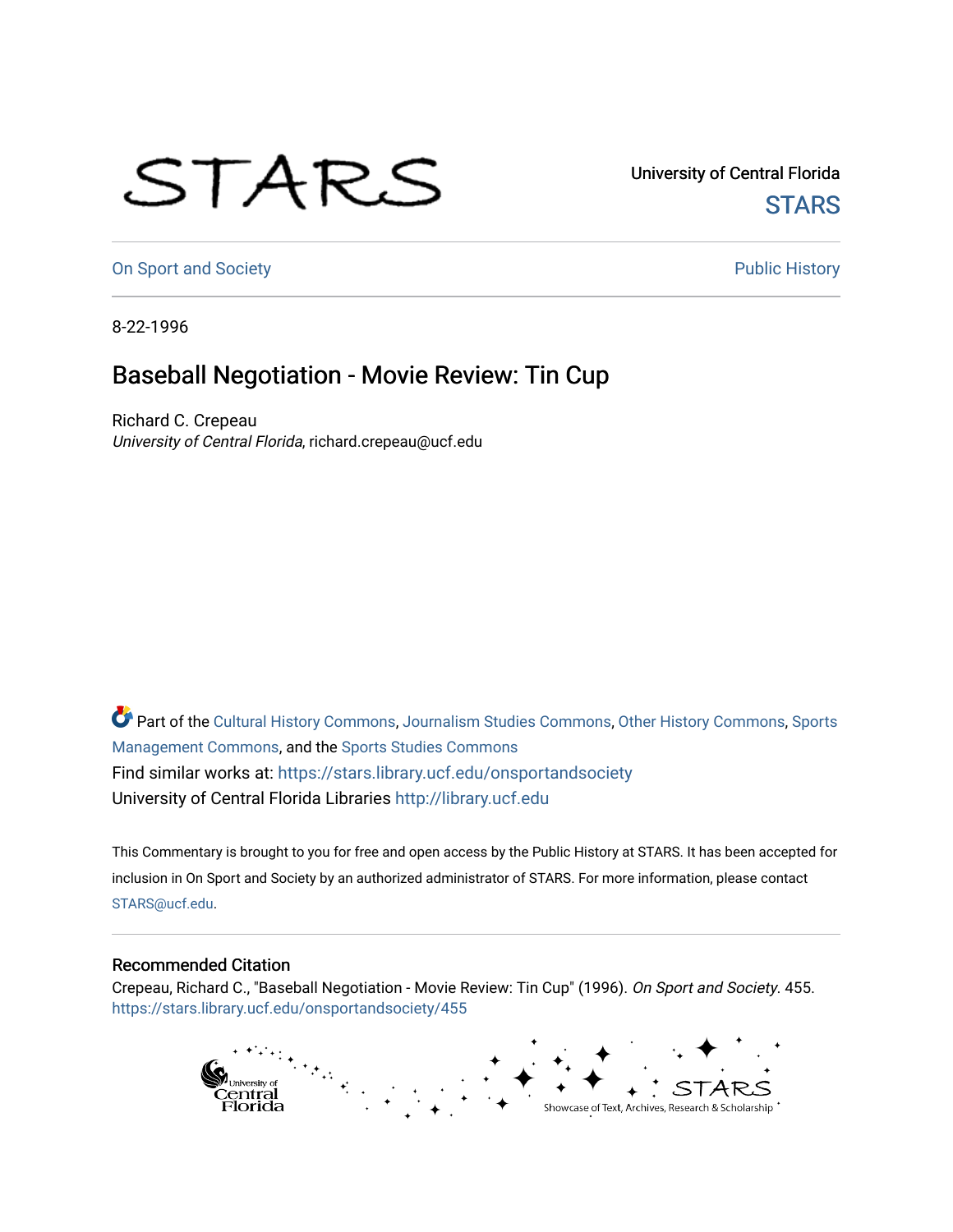STARS

University of Central Florida

STARS

On Sport and Society

Public History

8-22-1996

# Baseball Negotiation - Movie Review: Tin Cup

Richard C. Crepeau

*University of Central Florida*, richard.crepeau@ucf.edu

Part of the Cultural History Commons, Journalism Studies Commons, Other History Commons, Sports Management Commons, and the Sports Studies Commons

Find similar works at: https://stars.library.ucf.edu/onsportandsociety

University of Central Florida Libraries http://library.ucf.edu

This Commentary is brought to you for free and open access by the Public History at STARS. It has been accepted for inclusion in On Sport and Society by an authorized administrator of STARS. For more information, please contact STARS@ucf.edu.

## Recommended Citation

Crepeau, Richard C., "Baseball Negotiation - Movie Review: Tin Cup" (1996). *On Sport and Society*. 455.

https://stars.library.ucf.edu/onsportandsociety/455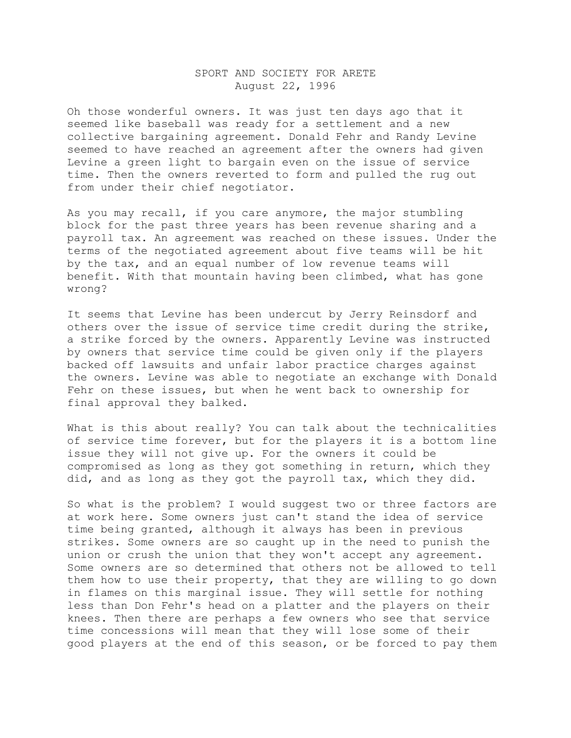SPORT AND SOCIETY FOR ARETE
August 22, 1996

Oh those wonderful owners. It was just ten days ago that it seemed like baseball was ready for a settlement and a new collective bargaining agreement. Donald Fehr and Randy Levine seemed to have reached an agreement after the owners had given Levine a green light to bargain even on the issue of service time. Then the owners reverted to form and pulled the rug out from under their chief negotiator.

As you may recall, if you care anymore, the major stumbling block for the past three years has been revenue sharing and a payroll tax. An agreement was reached on these issues. Under the terms of the negotiated agreement about five teams will be hit by the tax, and an equal number of low revenue teams will benefit. With that mountain having been climbed, what has gone wrong?

It seems that Levine has been undercut by Jerry Reinsdorf and others over the issue of service time credit during the strike, a strike forced by the owners. Apparently Levine was instructed by owners that service time could be given only if the players backed off lawsuits and unfair labor practice charges against the owners. Levine was able to negotiate an exchange with Donald Fehr on these issues, but when he went back to ownership for final approval they balked.

What is this about really? You can talk about the technicalities of service time forever, but for the players it is a bottom line issue they will not give up. For the owners it could be compromised as long as they got something in return, which they did, and as long as they got the payroll tax, which they did.

So what is the problem? I would suggest two or three factors are at work here. Some owners just can't stand the idea of service time being granted, although it always has been in previous strikes. Some owners are so caught up in the need to punish the union or crush the union that they won't accept any agreement. Some owners are so determined that others not be allowed to tell them how to use their property, that they are willing to go down in flames on this marginal issue. They will settle for nothing less than Don Fehr's head on a platter and the players on their knees. Then there are perhaps a few owners who see that service time concessions will mean that they will lose some of their good players at the end of this season, or be forced to pay them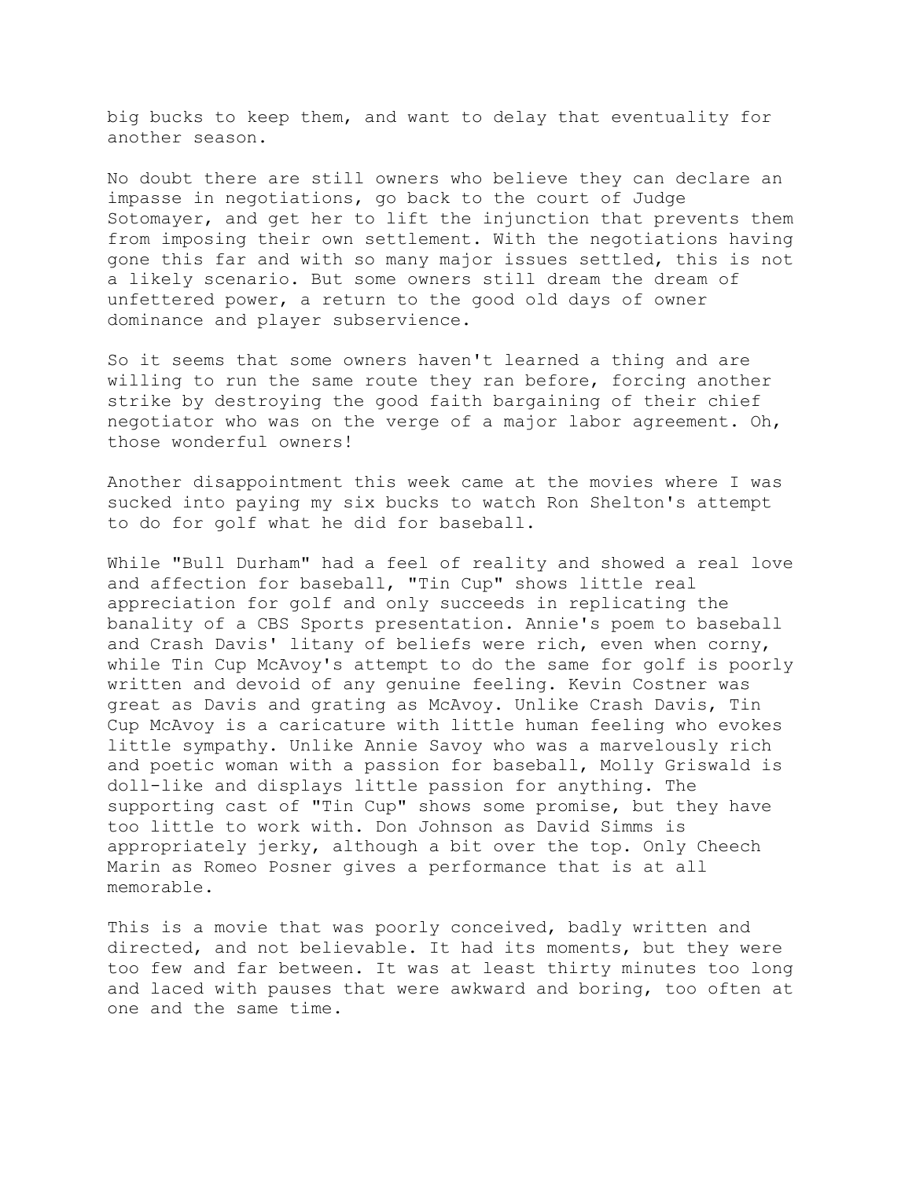big bucks to keep them, and want to delay that eventuality for another season.

No doubt there are still owners who believe they can declare an impasse in negotiations, go back to the court of Judge Sotomayer, and get her to lift the injunction that prevents them from imposing their own settlement. With the negotiations having gone this far and with so many major issues settled, this is not a likely scenario. But some owners still dream the dream of unfettered power, a return to the good old days of owner dominance and player subservience.

So it seems that some owners haven't learned a thing and are willing to run the same route they ran before, forcing another strike by destroying the good faith bargaining of their chief negotiator who was on the verge of a major labor agreement. Oh, those wonderful owners!

Another disappointment this week came at the movies where I was sucked into paying my six bucks to watch Ron Shelton's attempt to do for golf what he did for baseball.

While "Bull Durham" had a feel of reality and showed a real love and affection for baseball, "Tin Cup" shows little real appreciation for golf and only succeeds in replicating the banality of a CBS Sports presentation. Annie's poem to baseball and Crash Davis' litany of beliefs were rich, even when corny, while Tin Cup McAvoy's attempt to do the same for golf is poorly written and devoid of any genuine feeling. Kevin Costner was great as Davis and grating as McAvoy. Unlike Crash Davis, Tin Cup McAvoy is a caricature with little human feeling who evokes little sympathy. Unlike Annie Savoy who was a marvelously rich and poetic woman with a passion for baseball, Molly Griswald is doll-like and displays little passion for anything. The supporting cast of "Tin Cup" shows some promise, but they have too little to work with. Don Johnson as David Simms is appropriately jerky, although a bit over the top. Only Cheech Marin as Romeo Posner gives a performance that is at all memorable.

This is a movie that was poorly conceived, badly written and directed, and not believable. It had its moments, but they were too few and far between. It was at least thirty minutes too long and laced with pauses that were awkward and boring, too often at one and the same time.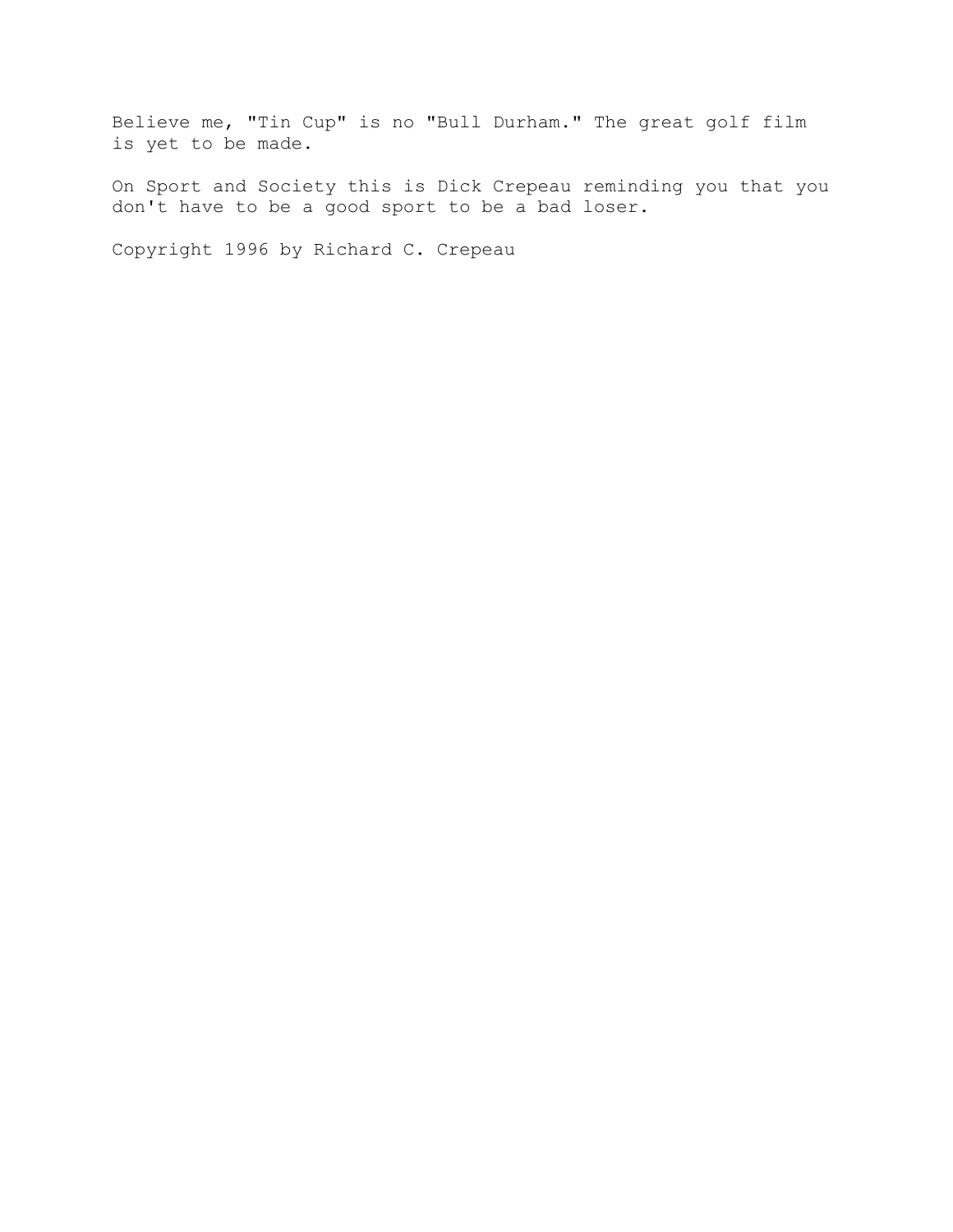Believe me, "Tin Cup" is no "Bull Durham." The great golf film is yet to be made.

On Sport and Society this is Dick Crepeau reminding you that you don't have to be a good sport to be a bad loser.

Copyright 1996 by Richard C. Crepeau